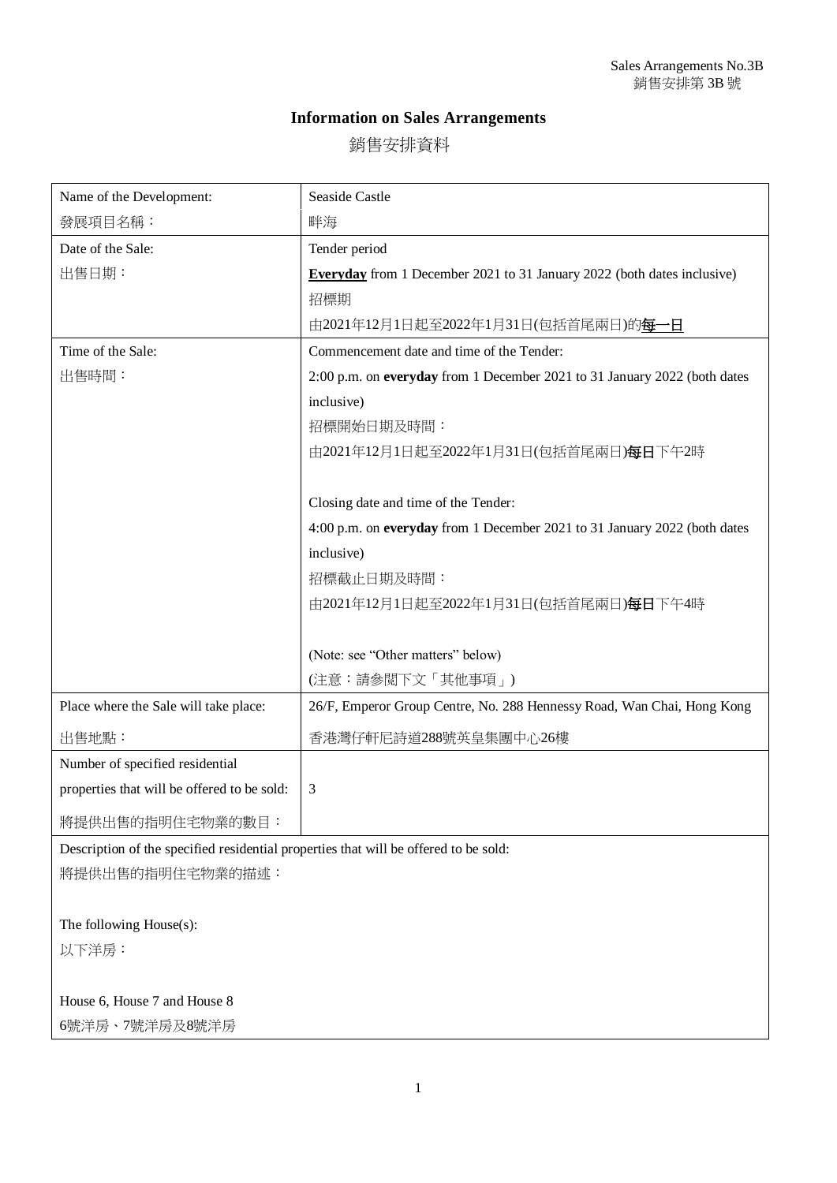Sales Arrangements No.3B
銷售安排第 3B 號

# Information on Sales Arrangements

# 銷售安排資料

| | |
|---|---|
| Name of the Development:<br>發展項目名稱： | Seaside Castle<br>畔海 |
| Date of the Sale:<br>出售日期： | Tender period<br>**Everyday** from 1 December 2021 to 31 January 2022 (both dates inclusive)<br>招標期<br>由2021年12月1日起至2022年1月31日(包括首尾兩日)的**每一日** |
| Time of the Sale:<br>出售時間： | Commencement date and time of the Tender:<br>2:00 p.m. on **everyday** from 1 December 2021 to 31 January 2022 (both dates inclusive)<br>招標開始日期及時間：<br>由2021年12月1日起至2022年1月31日(包括首尾兩日)**每日**下午2時<br><br>Closing date and time of the Tender:<br>4:00 p.m. on **everyday** from 1 December 2021 to 31 January 2022 (both dates inclusive)<br>招標截止日期及時間：<br>由2021年12月1日起至2022年1月31日(包括首尾兩日)**每日**下午4時<br><br>(Note: see "Other matters" below)<br>(注意：請參閱下文「其他事項」) |
| Place where the Sale will take place:<br>出售地點： | 26/F, Emperor Group Centre, No. 288 Hennessy Road, Wan Chai, Hong Kong<br>香港灣仔軒尼詩道288號英皇集團中心26樓 |
| Number of specified residential properties that will be offered to be sold:<br>將提供出售的指明住宅物業的數目： | 3 |

Description of the specified residential properties that will be offered to be sold:
將提供出售的指明住宅物業的描述：

The following House(s):
以下洋房：

House 6, House 7 and House 8
6號洋房、7號洋房及8號洋房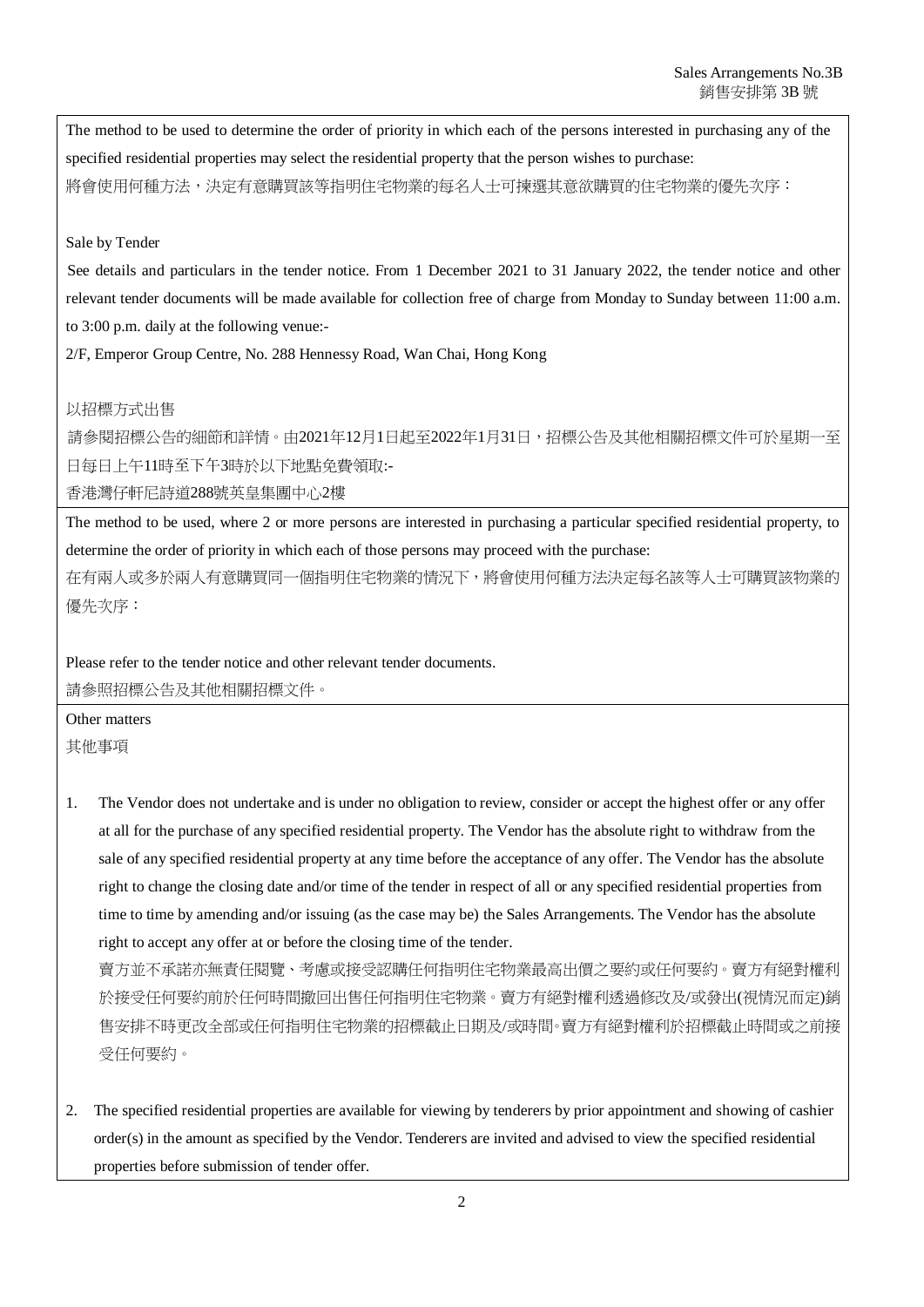The method to be used to determine the order of priority in which each of the persons interested in purchasing any of the specified residential properties may select the residential property that the person wishes to purchase:
將會使用何種方法，決定有意購買該等指明住宅物業的每名人士可揀選其意欲購買的住宅物業的優先次序：

Sale by Tender

See details and particulars in the tender notice. From 1 December 2021 to 31 January 2022, the tender notice and other relevant tender documents will be made available for collection free of charge from Monday to Sunday between 11:00 a.m. to 3:00 p.m. daily at the following venue:-

2/F, Emperor Group Centre, No. 288 Hennessy Road, Wan Chai, Hong Kong

以招標方式出售

請參閱招標公告的細節和詳情。由2021年12月1日起至2022年1月31日，招標公告及其他相關招標文件可於星期一至日每日上午11時至下午3時於以下地點免費領取:-

香港灣仔軒尼詩道288號英皇集團中心2樓

The method to be used, where 2 or more persons are interested in purchasing a particular specified residential property, to determine the order of priority in which each of those persons may proceed with the purchase:
在有兩人或多於兩人有意購買同一個指明住宅物業的情況下，將會使用何種方法決定每名該等人士可購買該物業的優先次序：

Please refer to the tender notice and other relevant tender documents.
請參照招標公告及其他相關招標文件。

Other matters
其他事項

1. The Vendor does not undertake and is under no obligation to review, consider or accept the highest offer or any offer at all for the purchase of any specified residential property. The Vendor has the absolute right to withdraw from the sale of any specified residential property at any time before the acceptance of any offer. The Vendor has the absolute right to change the closing date and/or time of the tender in respect of all or any specified residential properties from time to time by amending and/or issuing (as the case may be) the Sales Arrangements. The Vendor has the absolute right to accept any offer at or before the closing time of the tender.

   賣方並不承諾亦無責任閱覽、考慮或接受認購任何指明住宅物業最高出價之要約或任何要約。賣方有絕對權利於接受任何要約前於任何時間撤回出售任何指明住宅物業。賣方有絕對權利透過修改及/或發出(視情況而定)銷售安排不時更改全部或任何指明住宅物業的招標截止日期及/或時間。賣方有絕對權利於招標截止時間或之前接受任何要約。

2. The specified residential properties are available for viewing by tenderers by prior appointment and showing of cashier order(s) in the amount as specified by the Vendor. Tenderers are invited and advised to view the specified residential properties before submission of tender offer.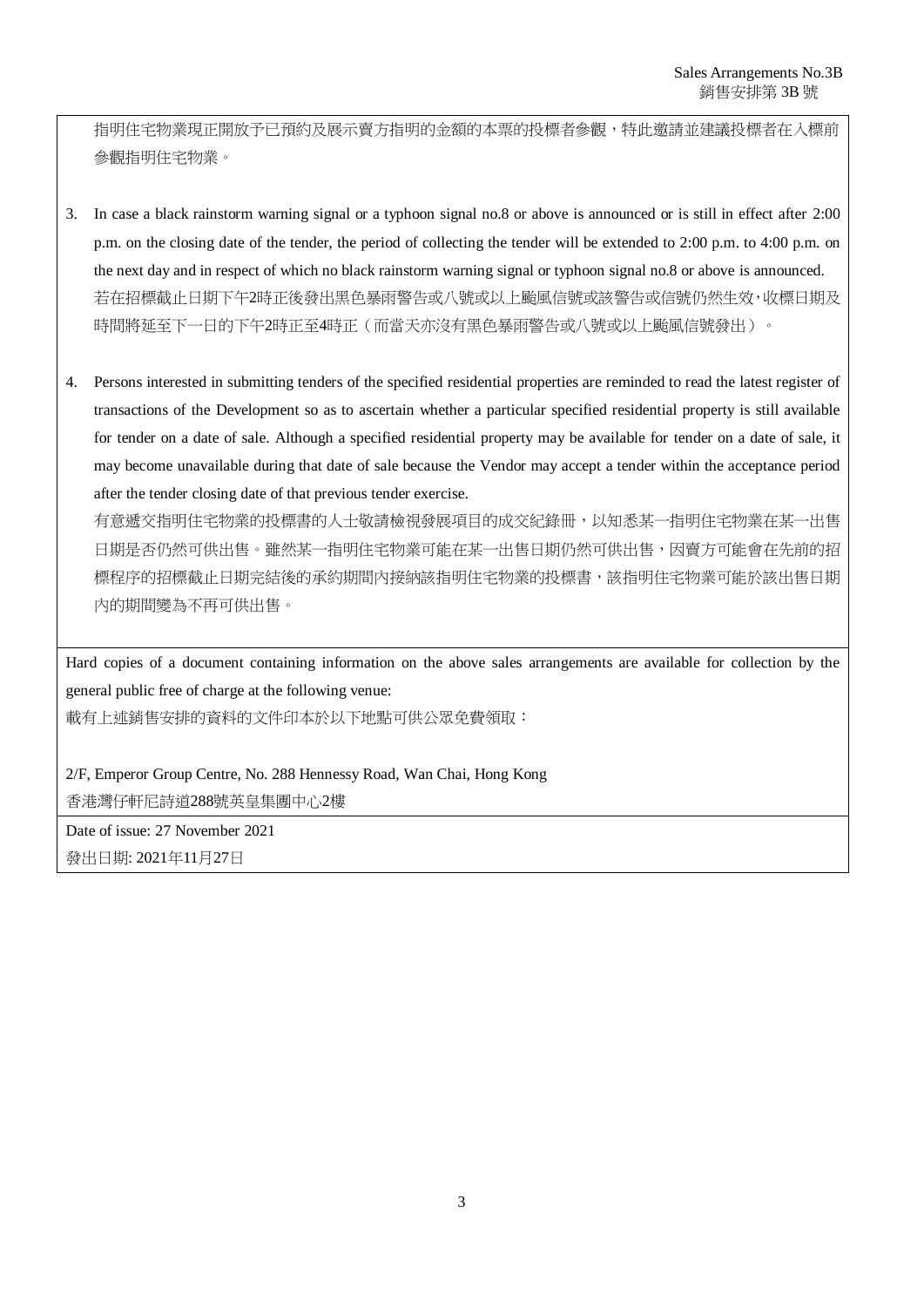指明住宅物業現正開放予已預約及展示賣方指明的金額的本票的投標者參觀，特此邀請並建議投標者在入標前參觀指明住宅物業。

3. In case a black rainstorm warning signal or a typhoon signal no.8 or above is announced or is still in effect after 2:00 p.m. on the closing date of the tender, the period of collecting the tender will be extended to 2:00 p.m. to 4:00 p.m. on the next day and in respect of which no black rainstorm warning signal or typhoon signal no.8 or above is announced.
   若在招標截止日期下午2時正後發出黑色暴雨警告或八號或以上颱風信號或該警告或信號仍然生效，收標日期及時間將延至下一日的下午2時正至4時正（而當天亦沒有黑色暴雨警告或八號或以上颱風信號發出）。

4. Persons interested in submitting tenders of the specified residential properties are reminded to read the latest register of transactions of the Development so as to ascertain whether a particular specified residential property is still available for tender on a date of sale. Although a specified residential property may be available for tender on a date of sale, it may become unavailable during that date of sale because the Vendor may accept a tender within the acceptance period after the tender closing date of that previous tender exercise.
   有意遞交指明住宅物業的投標書的人士敬請檢視發展項目的成交紀錄冊，以知悉某一指明住宅物業在某一出售日期是否仍然可供出售。雖然某一指明住宅物業可能在某一出售日期仍然可供出售，因賣方可能會在先前的招標程序的招標截止日期完結後的承約期間內接納該指明住宅物業的投標書，該指明住宅物業可能於該出售日期內的期間變為不再可供出售。

Hard copies of a document containing information on the above sales arrangements are available for collection by the general public free of charge at the following venue:
載有上述銷售安排的資料的文件印本於以下地點可供公眾免費領取：

2/F, Emperor Group Centre, No. 288 Hennessy Road, Wan Chai, Hong Kong
香港灣仔軒尼詩道288號英皇集團中心2樓

Date of issue: 27 November 2021
發出日期: 2021年11月27日